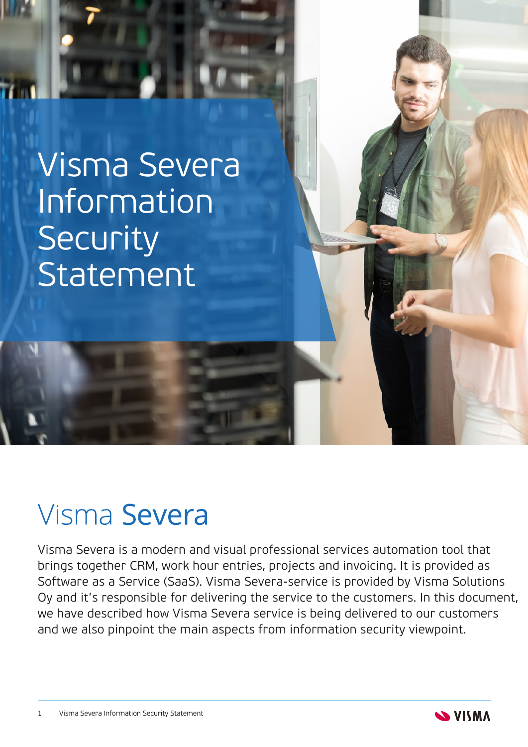# Visma Severa Information Security Statement

## Visma **Severa**

Visma Severa is a modern and visual professional services automation tool that brings together CRM, work hour entries, projects and invoicing. It is provided as Software as a Service (SaaS). Visma Severa-service is provided by Visma Solutions Oy and it's responsible for delivering the service to the customers. In this document, we have described how Visma Severa service is being delivered to our customers and we also pinpoint the main aspects from information security viewpoint.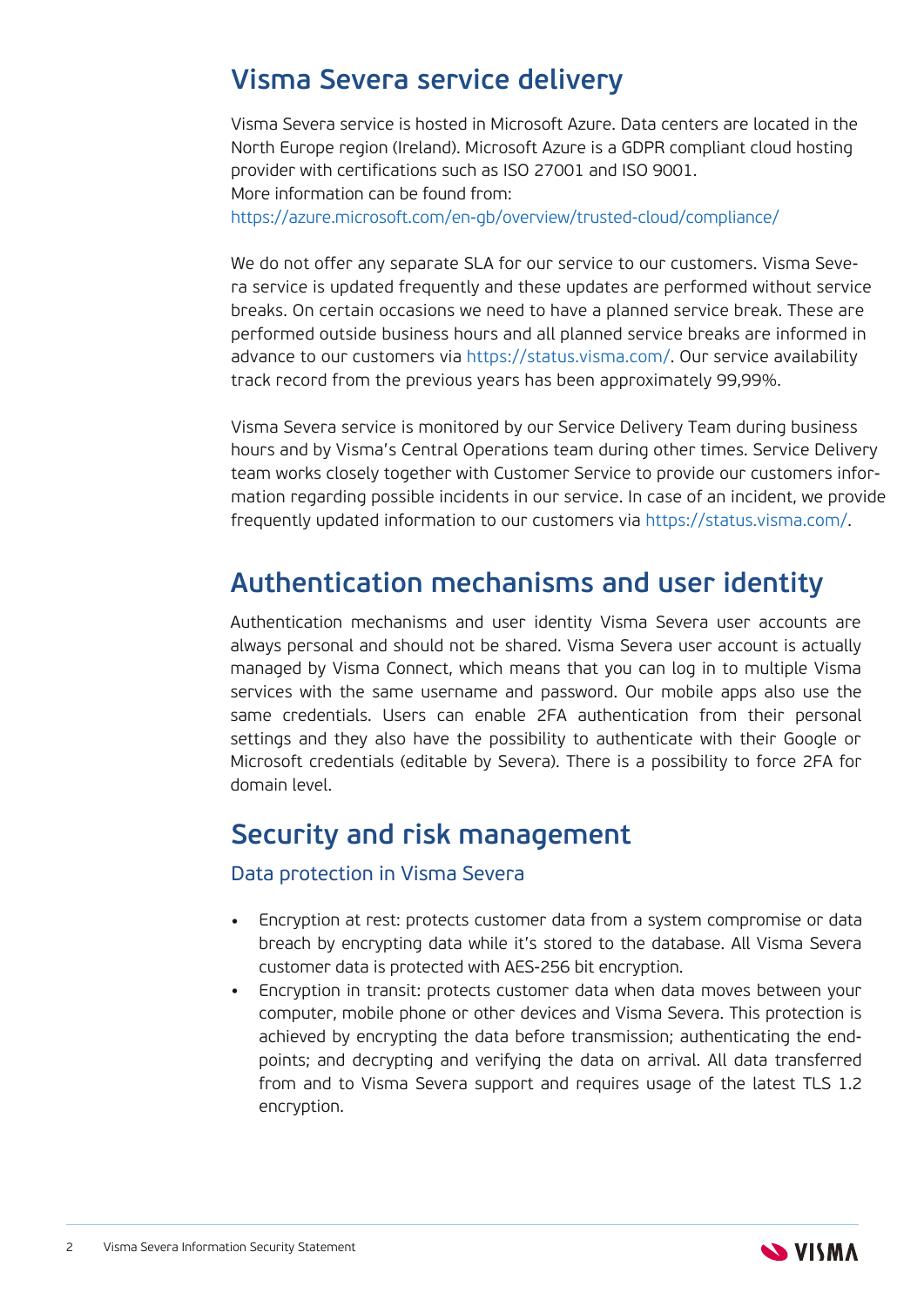## Visma Severa service delivery

Visma Severa service is hosted in Microsoft Azure. Data centers are located in the North Europe region (Ireland). Microsoft Azure is a GDPR compliant cloud hosting provider with certifications such as ISO 27001 and ISO 9001.
More information can be found from:
https://azure.microsoft.com/en-gb/overview/trusted-cloud/compliance/

We do not offer any separate SLA for our service to our customers. Visma Severa service is updated frequently and these updates are performed without service breaks. On certain occasions we need to have a planned service break. These are performed outside business hours and all planned service breaks are informed in advance to our customers via https://status.visma.com/. Our service availability track record from the previous years has been approximately 99,99%.

Visma Severa service is monitored by our Service Delivery Team during business hours and by Visma's Central Operations team during other times. Service Delivery team works closely together with Customer Service to provide our customers information regarding possible incidents in our service. In case of an incident, we provide frequently updated information to our customers via https://status.visma.com/.

## Authentication mechanisms and user identity

Authentication mechanisms and user identity Visma Severa user accounts are always personal and should not be shared. Visma Severa user account is actually managed by Visma Connect, which means that you can log in to multiple Visma services with the same username and password. Our mobile apps also use the same credentials. Users can enable 2FA authentication from their personal settings and they also have the possibility to authenticate with their Google or Microsoft credentials (editable by Severa). There is a possibility to force 2FA for domain level.

## Security and risk management

### Data protection in Visma Severa

- Encryption at rest: protects customer data from a system compromise or data breach by encrypting data while it's stored to the database. All Visma Severa customer data is protected with AES-256 bit encryption.
- Encryption in transit: protects customer data when data moves between your computer, mobile phone or other devices and Visma Severa. This protection is achieved by encrypting the data before transmission; authenticating the endpoints; and decrypting and verifying the data on arrival. All data transferred from and to Visma Severa support and requires usage of the latest TLS 1.2 encryption.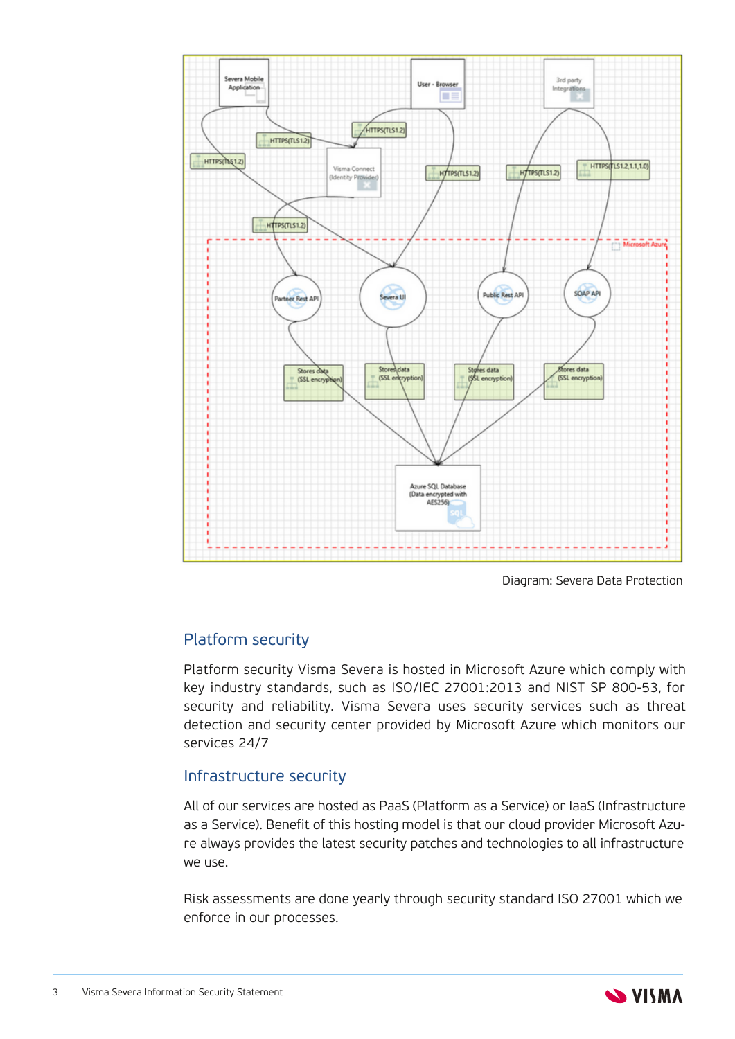Diagram: Severa Data Protection

## Platform security

Platform security Visma Severa is hosted in Microsoft Azure which comply with key industry standards, such as ISO/IEC 27001:2013 and NIST SP 800-53, for security and reliability. Visma Severa uses security services such as threat detection and security center provided by Microsoft Azure which monitors our services 24/7

## Infrastructure security

All of our services are hosted as PaaS (Platform as a Service) or IaaS (Infrastructure as a Service). Benefit of this hosting model is that our cloud provider Microsoft Azure always provides the latest security patches and technologies to all infrastructure we use.

Risk assessments are done yearly through security standard ISO 27001 which we enforce in our processes.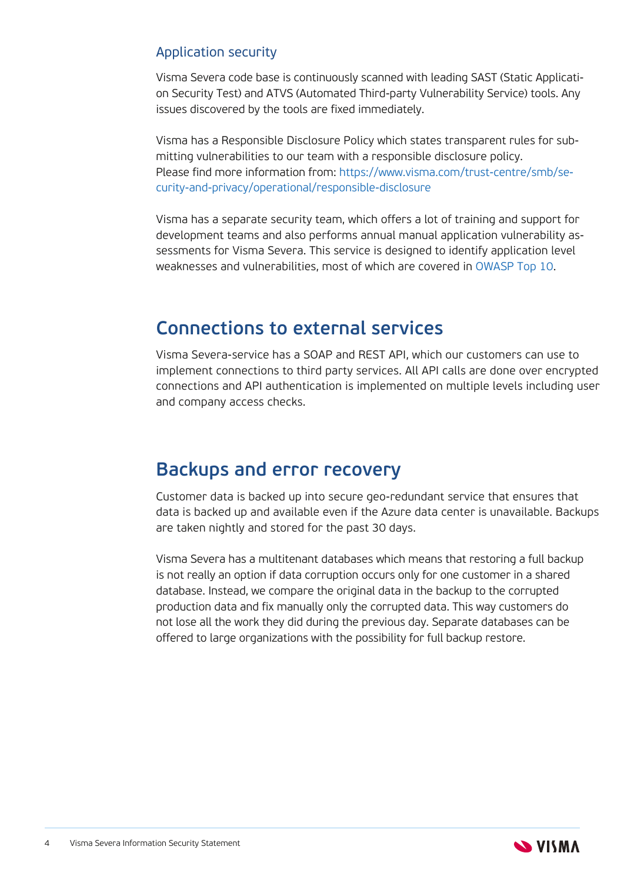### Application security

Visma Severa code base is continuously scanned with leading SAST (Static Application Security Test) and ATVS (Automated Third-party Vulnerability Service) tools. Any issues discovered by the tools are fixed immediately.

Visma has a Responsible Disclosure Policy which states transparent rules for submitting vulnerabilities to our team with a responsible disclosure policy.
Please find more information from: https://www.visma.com/trust-centre/smb/security-and-privacy/operational/responsible-disclosure

Visma has a separate security team, which offers a lot of training and support for development teams and also performs annual manual application vulnerability assessments for Visma Severa. This service is designed to identify application level weaknesses and vulnerabilities, most of which are covered in OWASP Top 10.

## Connections to external services

Visma Severa-service has a SOAP and REST API, which our customers can use to implement connections to third party services. All API calls are done over encrypted connections and API authentication is implemented on multiple levels including user and company access checks.

## Backups and error recovery

Customer data is backed up into secure geo-redundant service that ensures that data is backed up and available even if the Azure data center is unavailable. Backups are taken nightly and stored for the past 30 days.

Visma Severa has a multitenant databases which means that restoring a full backup is not really an option if data corruption occurs only for one customer in a shared database. Instead, we compare the original data in the backup to the corrupted production data and fix manually only the corrupted data. This way customers do not lose all the work they did during the previous day. Separate databases can be offered to large organizations with the possibility for full backup restore.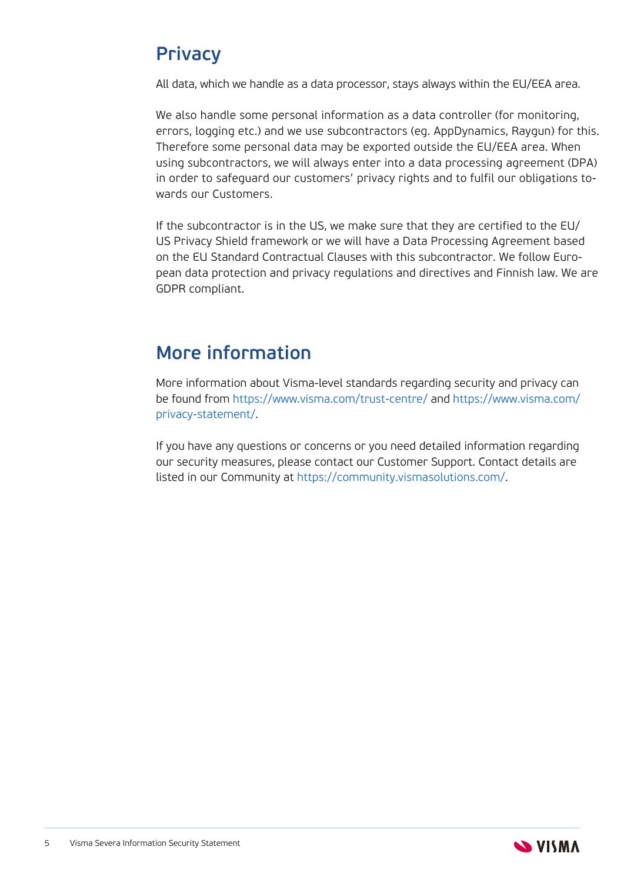## Privacy

All data, which we handle as a data processor, stays always within the EU/EEA area.

We also handle some personal information as a data controller (for monitoring, errors, logging etc.) and we use subcontractors (eg. AppDynamics, Raygun) for this. Therefore some personal data may be exported outside the EU/EEA area. When using subcontractors, we will always enter into a data processing agreement (DPA) in order to safeguard our customers' privacy rights and to fulfil our obligations towards our Customers.

If the subcontractor is in the US, we make sure that they are certified to the EU/US Privacy Shield framework or we will have a Data Processing Agreement based on the EU Standard Contractual Clauses with this subcontractor. We follow European data protection and privacy regulations and directives and Finnish law. We are GDPR compliant.

## More information

More information about Visma-level standards regarding security and privacy can be found from https://www.visma.com/trust-centre/ and https://www.visma.com/privacy-statement/.

If you have any questions or concerns or you need detailed information regarding our security measures, please contact our Customer Support. Contact details are listed in our Community at https://community.vismasolutions.com/.